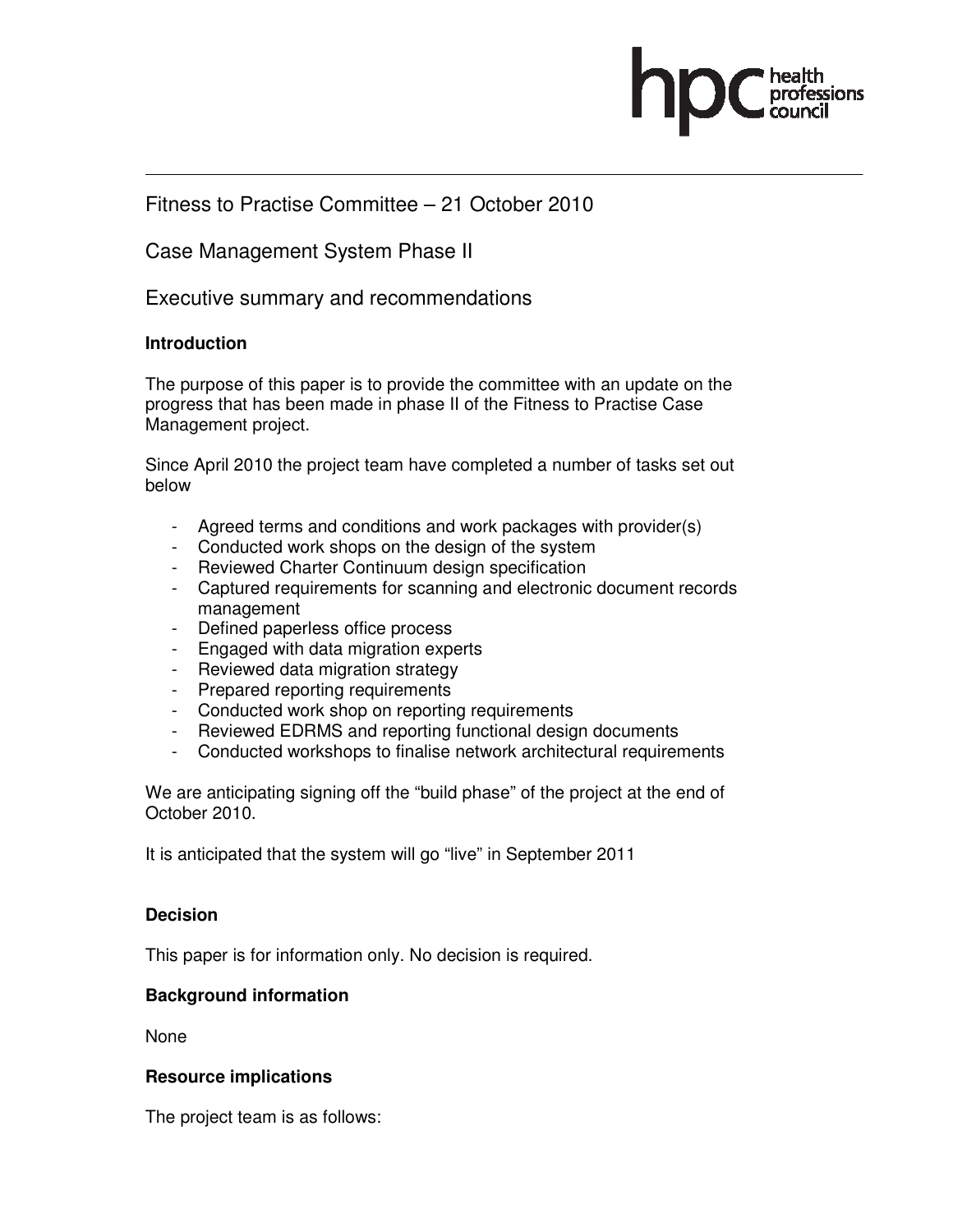Fitness to Practise Committee – 21 October 2010

Case Management System Phase II

Executive summary and recommendations

**Introduction**

The purpose of this paper is to provide the committee with an update on the progress that has been made in phase II of the Fitness to Practise Case Management project.

Since April 2010 the project team have completed a number of tasks set out below

- Agreed terms and conditions and work packages with provider(s)
- Conducted work shops on the design of the system
- Reviewed Charter Continuum design specification
- Captured requirements for scanning and electronic document records management
- Defined paperless office process
- Engaged with data migration experts
- Reviewed data migration strategy
- Prepared reporting requirements
- Conducted work shop on reporting requirements
- Reviewed EDRMS and reporting functional design documents
- Conducted workshops to finalise network architectural requirements

We are anticipating signing off the "build phase" of the project at the end of October 2010.

It is anticipated that the system will go "live" in September 2011

**Decision**

This paper is for information only. No decision is required.

**Background information**

None

**Resource implications**

The project team is as follows: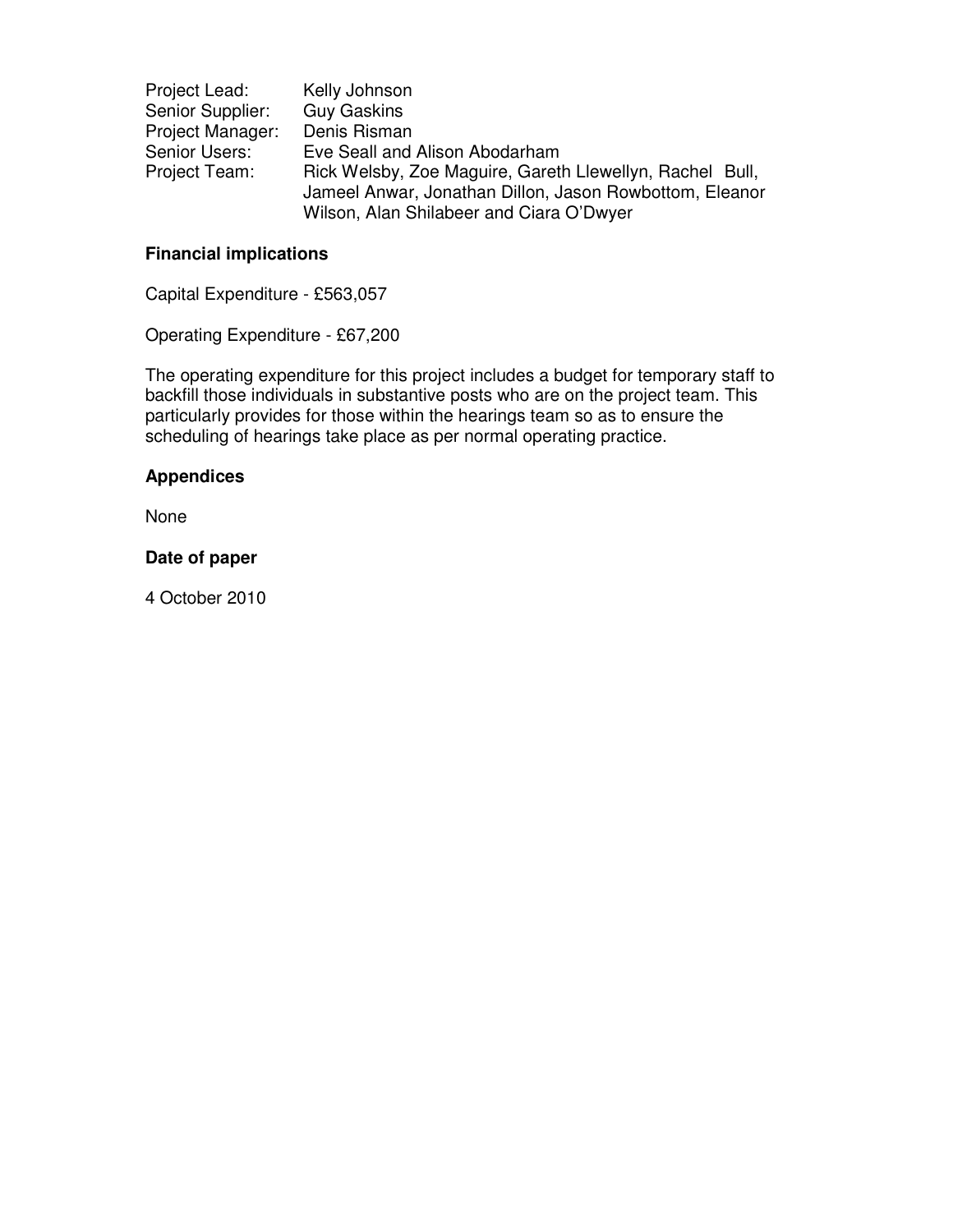Project Lead: Kelly Johnson
Senior Supplier: Guy Gaskins
Project Manager: Denis Risman
Senior Users: Eve Seall and Alison Abodarham
Project Team: Rick Welsby, Zoe Maguire, Gareth Llewellyn, Rachel Bull, Jameel Anwar, Jonathan Dillon, Jason Rowbottom, Eleanor Wilson, Alan Shilabeer and Ciara O'Dwyer

**Financial implications**

Capital Expenditure - £563,057

Operating Expenditure - £67,200

The operating expenditure for this project includes a budget for temporary staff to backfill those individuals in substantive posts who are on the project team. This particularly provides for those within the hearings team so as to ensure the scheduling of hearings take place as per normal operating practice.

**Appendices**

None

**Date of paper**

4 October 2010